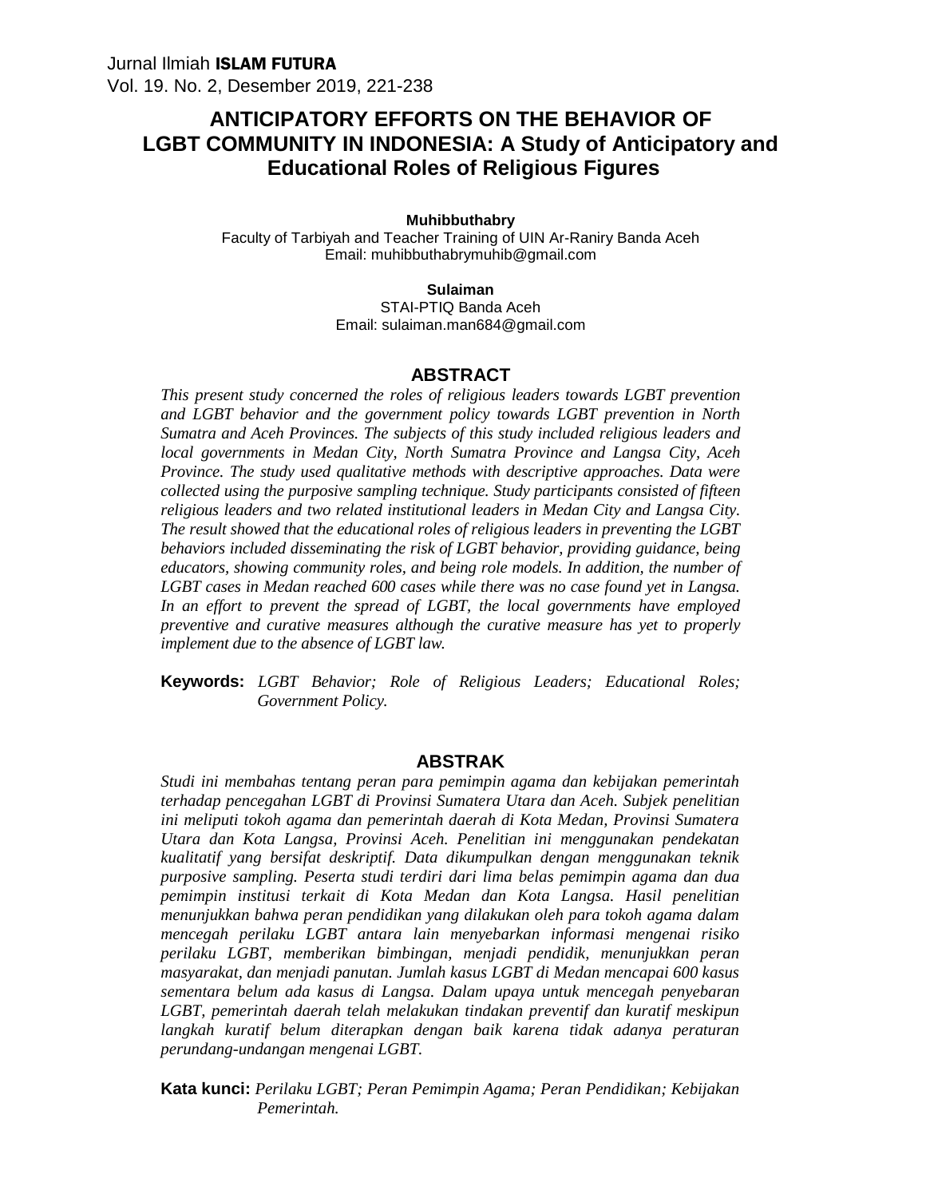# ANTICIPATORY EFFORTS ON THE BEHAVIOR OF LGBT COMMUNITY IN INDONESIA: A Study of Anticipatory and Educational Roles of Religious Figures

**Muhibbuthabry**
Faculty of Tarbiyah and Teacher Training of UIN Ar-Raniry Banda Aceh
Email: muhibbuthabrymuhib@gmail.com

**Sulaiman**
STAI-PTIQ Banda Aceh
Email: sulaiman.man684@gmail.com

## ABSTRACT

*This present study concerned the roles of religious leaders towards LGBT prevention and LGBT behavior and the government policy towards LGBT prevention in North Sumatra and Aceh Provinces. The subjects of this study included religious leaders and local governments in Medan City, North Sumatra Province and Langsa City, Aceh Province. The study used qualitative methods with descriptive approaches. Data were collected using the purposive sampling technique. Study participants consisted of fifteen religious leaders and two related institutional leaders in Medan City and Langsa City. The result showed that the educational roles of religious leaders in preventing the LGBT behaviors included disseminating the risk of LGBT behavior, providing guidance, being educators, showing community roles, and being role models. In addition, the number of LGBT cases in Medan reached 600 cases while there was no case found yet in Langsa. In an effort to prevent the spread of LGBT, the local governments have employed preventive and curative measures although the curative measure has yet to properly implement due to the absence of LGBT law.*

**Keywords:** *LGBT Behavior; Role of Religious Leaders; Educational Roles; Government Policy.*

## ABSTRAK

*Studi ini membahas tentang peran para pemimpin agama dan kebijakan pemerintah terhadap pencegahan LGBT di Provinsi Sumatera Utara dan Aceh. Subjek penelitian ini meliputi tokoh agama dan pemerintah daerah di Kota Medan, Provinsi Sumatera Utara dan Kota Langsa, Provinsi Aceh. Penelitian ini menggunakan pendekatan kualitatif yang bersifat deskriptif. Data dikumpulkan dengan menggunakan teknik purposive sampling. Peserta studi terdiri dari lima belas pemimpin agama dan dua pemimpin institusi terkait di Kota Medan dan Kota Langsa. Hasil penelitian menunjukkan bahwa peran pendidikan yang dilakukan oleh para tokoh agama dalam mencegah perilaku LGBT antara lain menyebarkan informasi mengenai risiko perilaku LGBT, memberikan bimbingan, menjadi pendidik, menunjukkan peran masyarakat, dan menjadi panutan. Jumlah kasus LGBT di Medan mencapai 600 kasus sementara belum ada kasus di Langsa. Dalam upaya untuk mencegah penyebaran LGBT, pemerintah daerah telah melakukan tindakan preventif dan kuratif meskipun langkah kuratif belum diterapkan dengan baik karena tidak adanya peraturan perundang-undangan mengenai LGBT.*

**Kata kunci:** *Perilaku LGBT; Peran Pemimpin Agama; Peran Pendidikan; Kebijakan Pemerintah.*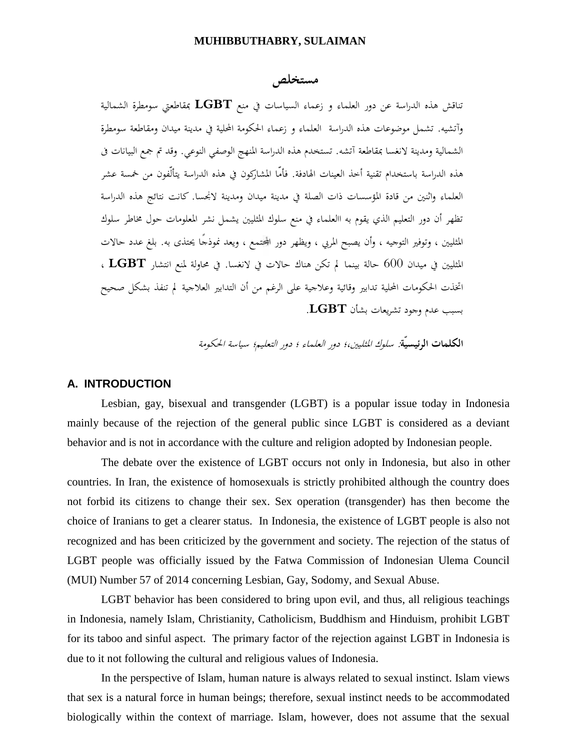## مستخلص

تناقش هذه الدراسة عن دور العلماء و زعماء السياسات في منع **LGBT** بمقاطعتي سومطرة الشمالية وآتشيه. تشمل موضوعات هذه الدراسة العلماء و زعماء الحكومة المحلية في مدينة ميدان ومقاطعة سومطرة الشمالية ومدينة لانغسا بمقاطعة آتشه. تستخدم هذه الدراسة المنهج الوصفي النوعي. وقد تم جمع البيانات في هذه الدراسة باستخدام تقنية أخذ العينات الهادفة. فأمّا المشاركون في هذه الدراسة يتألّفون من خمسة عشر العلماء واثنين من قادة المؤسسات ذات الصلة في مدينة ميدان ومدينة لانجسا. كانت نتائج هذه الدراسة تظهر أن دور التعليم الذي يقوم به االعلماء في منع سلوك المثليين يشمل نشر المعلومات حول مخاطر سلوك المثليين ، وتوفير التوجيه ، وأن يصبح المربي ، ويظهر دور المجتمع ، ويعد نموذجًا يحتذى به. بلغ عدد حالات المثليين في ميدان 600 حالة بينما لم تكن هناك حالات في لانغسا. في محاولة لمنع انتشار **LGBT** ، اتخذت الحكومات المحلية تدابير وقائية وعلاجية على الرغم من أن التدابير العلاجية لم تنفذ بشكل صحيح بسبب عدم وجود تشريعات بشأن **LGBT**.

**الكلمات الرئيسيّة**: *سلوك المثليين،؛ دور العلماء ؛ دور التعليم؛ سياسة الحكومة*

## A. INTRODUCTION

Lesbian, gay, bisexual and transgender (LGBT) is a popular issue today in Indonesia mainly because of the rejection of the general public since LGBT is considered as a deviant behavior and is not in accordance with the culture and religion adopted by Indonesian people.

The debate over the existence of LGBT occurs not only in Indonesia, but also in other countries. In Iran, the existence of homosexuals is strictly prohibited although the country does not forbid its citizens to change their sex. Sex operation (transgender) has then become the choice of Iranians to get a clearer status. In Indonesia, the existence of LGBT people is also not recognized and has been criticized by the government and society. The rejection of the status of LGBT people was officially issued by the Fatwa Commission of Indonesian Ulema Council (MUI) Number 57 of 2014 concerning Lesbian, Gay, Sodomy, and Sexual Abuse.

LGBT behavior has been considered to bring upon evil, and thus, all religious teachings in Indonesia, namely Islam, Christianity, Catholicism, Buddhism and Hinduism, prohibit LGBT for its taboo and sinful aspect. The primary factor of the rejection against LGBT in Indonesia is due to it not following the cultural and religious values of Indonesia.

In the perspective of Islam, human nature is always related to sexual instinct. Islam views that sex is a natural force in human beings; therefore, sexual instinct needs to be accommodated biologically within the context of marriage. Islam, however, does not assume that the sexual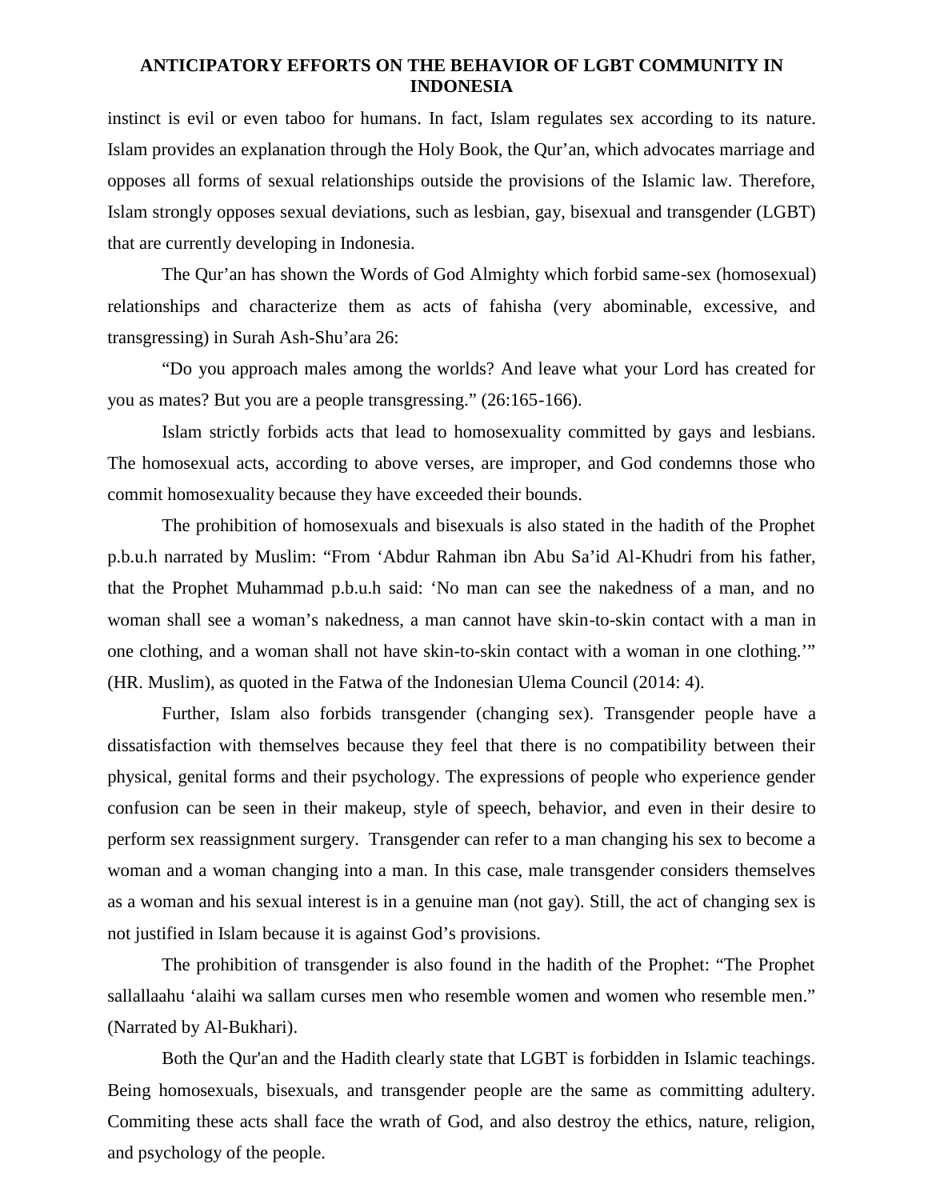instinct is evil or even taboo for humans. In fact, Islam regulates sex according to its nature. Islam provides an explanation through the Holy Book, the Qur'an, which advocates marriage and opposes all forms of sexual relationships outside the provisions of the Islamic law. Therefore, Islam strongly opposes sexual deviations, such as lesbian, gay, bisexual and transgender (LGBT) that are currently developing in Indonesia.

The Qur'an has shown the Words of God Almighty which forbid same-sex (homosexual) relationships and characterize them as acts of fahisha (very abominable, excessive, and transgressing) in Surah Ash-Shu'ara 26:

"Do you approach males among the worlds? And leave what your Lord has created for you as mates? But you are a people transgressing." (26:165-166).

Islam strictly forbids acts that lead to homosexuality committed by gays and lesbians. The homosexual acts, according to above verses, are improper, and God condemns those who commit homosexuality because they have exceeded their bounds.

The prohibition of homosexuals and bisexuals is also stated in the hadith of the Prophet p.b.u.h narrated by Muslim: "From 'Abdur Rahman ibn Abu Sa'id Al-Khudri from his father, that the Prophet Muhammad p.b.u.h said: 'No man can see the nakedness of a man, and no woman shall see a woman's nakedness, a man cannot have skin-to-skin contact with a man in one clothing, and a woman shall not have skin-to-skin contact with a woman in one clothing.'" (HR. Muslim), as quoted in the Fatwa of the Indonesian Ulema Council (2014: 4).

Further, Islam also forbids transgender (changing sex). Transgender people have a dissatisfaction with themselves because they feel that there is no compatibility between their physical, genital forms and their psychology. The expressions of people who experience gender confusion can be seen in their makeup, style of speech, behavior, and even in their desire to perform sex reassignment surgery. Transgender can refer to a man changing his sex to become a woman and a woman changing into a man. In this case, male transgender considers themselves as a woman and his sexual interest is in a genuine man (not gay). Still, the act of changing sex is not justified in Islam because it is against God's provisions.

The prohibition of transgender is also found in the hadith of the Prophet: "The Prophet sallallaahu 'alaihi wa sallam curses men who resemble women and women who resemble men." (Narrated by Al-Bukhari).

Both the Qur'an and the Hadith clearly state that LGBT is forbidden in Islamic teachings. Being homosexuals, bisexuals, and transgender people are the same as committing adultery. Commiting these acts shall face the wrath of God, and also destroy the ethics, nature, religion, and psychology of the people.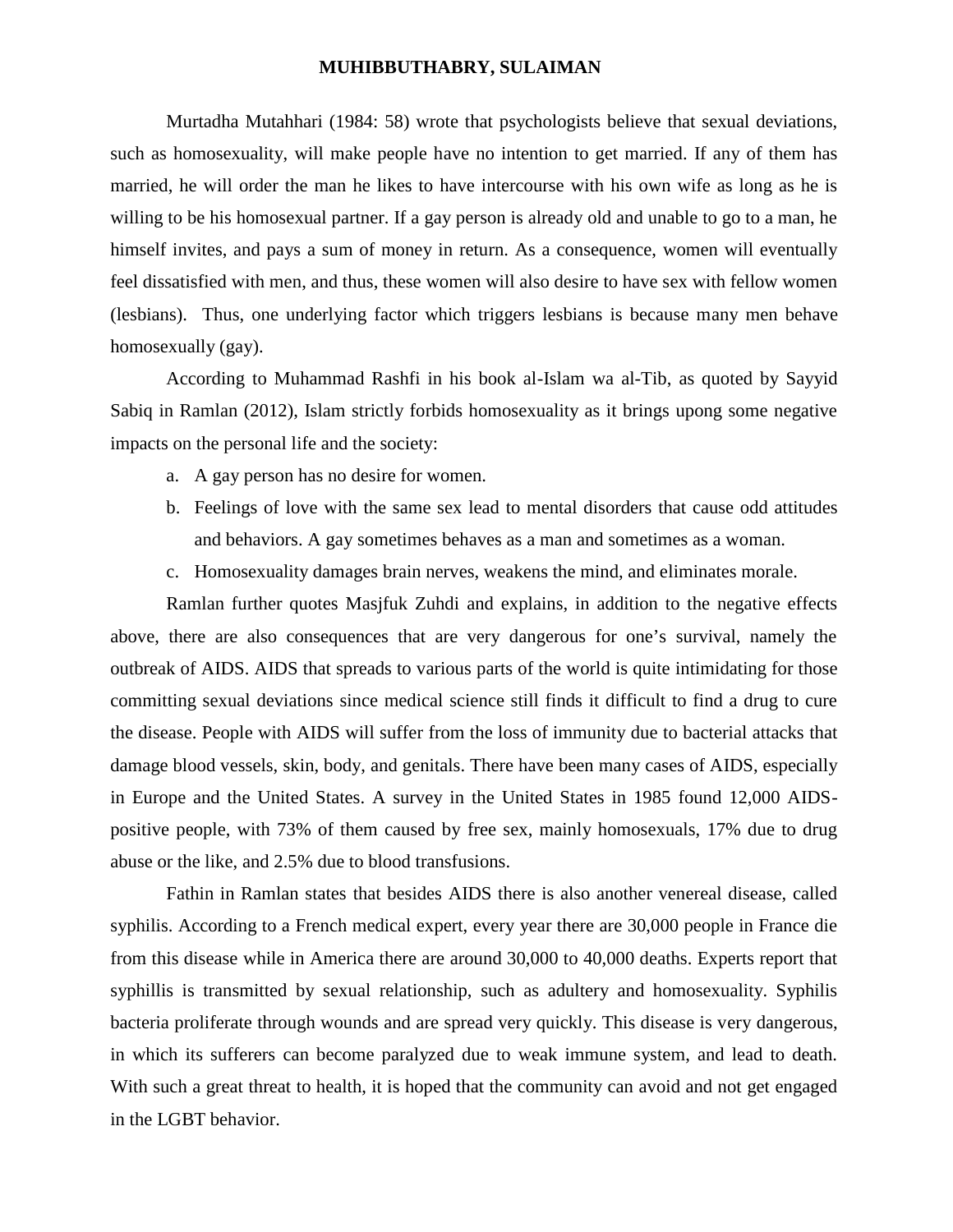Murtadha Mutahhari (1984: 58) wrote that psychologists believe that sexual deviations, such as homosexuality, will make people have no intention to get married. If any of them has married, he will order the man he likes to have intercourse with his own wife as long as he is willing to be his homosexual partner. If a gay person is already old and unable to go to a man, he himself invites, and pays a sum of money in return. As a consequence, women will eventually feel dissatisfied with men, and thus, these women will also desire to have sex with fellow women (lesbians). Thus, one underlying factor which triggers lesbians is because many men behave homosexually (gay).

According to Muhammad Rashfi in his book al-Islam wa al-Tib, as quoted by Sayyid Sabiq in Ramlan (2012), Islam strictly forbids homosexuality as it brings upong some negative impacts on the personal life and the society:

a. A gay person has no desire for women.
b. Feelings of love with the same sex lead to mental disorders that cause odd attitudes and behaviors. A gay sometimes behaves as a man and sometimes as a woman.
c. Homosexuality damages brain nerves, weakens the mind, and eliminates morale.

Ramlan further quotes Masjfuk Zuhdi and explains, in addition to the negative effects above, there are also consequences that are very dangerous for one's survival, namely the outbreak of AIDS. AIDS that spreads to various parts of the world is quite intimidating for those committing sexual deviations since medical science still finds it difficult to find a drug to cure the disease. People with AIDS will suffer from the loss of immunity due to bacterial attacks that damage blood vessels, skin, body, and genitals. There have been many cases of AIDS, especially in Europe and the United States. A survey in the United States in 1985 found 12,000 AIDS-positive people, with 73% of them caused by free sex, mainly homosexuals, 17% due to drug abuse or the like, and 2.5% due to blood transfusions.

Fathin in Ramlan states that besides AIDS there is also another venereal disease, called syphilis. According to a French medical expert, every year there are 30,000 people in France die from this disease while in America there are around 30,000 to 40,000 deaths. Experts report that syphillis is transmitted by sexual relationship, such as adultery and homosexuality. Syphilis bacteria proliferate through wounds and are spread very quickly. This disease is very dangerous, in which its sufferers can become paralyzed due to weak immune system, and lead to death. With such a great threat to health, it is hoped that the community can avoid and not get engaged in the LGBT behavior.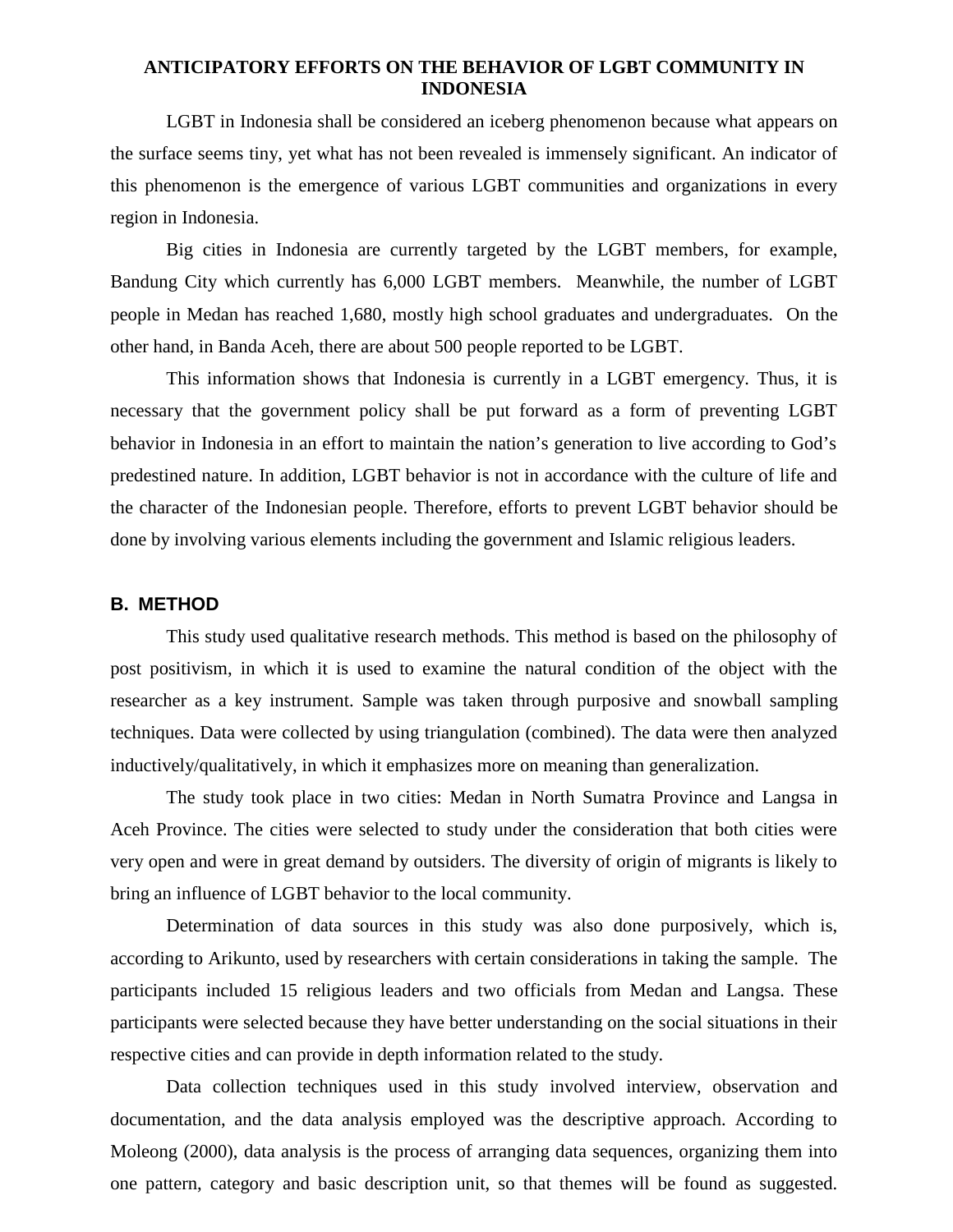**ANTICIPATORY EFFORTS ON THE BEHAVIOR OF LGBT COMMUNITY IN INDONESIA**

LGBT in Indonesia shall be considered an iceberg phenomenon because what appears on the surface seems tiny, yet what has not been revealed is immensely significant. An indicator of this phenomenon is the emergence of various LGBT communities and organizations in every region in Indonesia.

Big cities in Indonesia are currently targeted by the LGBT members, for example, Bandung City which currently has 6,000 LGBT members. Meanwhile, the number of LGBT people in Medan has reached 1,680, mostly high school graduates and undergraduates. On the other hand, in Banda Aceh, there are about 500 people reported to be LGBT.

This information shows that Indonesia is currently in a LGBT emergency. Thus, it is necessary that the government policy shall be put forward as a form of preventing LGBT behavior in Indonesia in an effort to maintain the nation's generation to live according to God's predestined nature. In addition, LGBT behavior is not in accordance with the culture of life and the character of the Indonesian people. Therefore, efforts to prevent LGBT behavior should be done by involving various elements including the government and Islamic religious leaders.

## B. METHOD

This study used qualitative research methods. This method is based on the philosophy of post positivism, in which it is used to examine the natural condition of the object with the researcher as a key instrument. Sample was taken through purposive and snowball sampling techniques. Data were collected by using triangulation (combined). The data were then analyzed inductively/qualitatively, in which it emphasizes more on meaning than generalization.

The study took place in two cities: Medan in North Sumatra Province and Langsa in Aceh Province. The cities were selected to study under the consideration that both cities were very open and were in great demand by outsiders. The diversity of origin of migrants is likely to bring an influence of LGBT behavior to the local community.

Determination of data sources in this study was also done purposively, which is, according to Arikunto, used by researchers with certain considerations in taking the sample. The participants included 15 religious leaders and two officials from Medan and Langsa. These participants were selected because they have better understanding on the social situations in their respective cities and can provide in depth information related to the study.

Data collection techniques used in this study involved interview, observation and documentation, and the data analysis employed was the descriptive approach. According to Moleong (2000), data analysis is the process of arranging data sequences, organizing them into one pattern, category and basic description unit, so that themes will be found as suggested.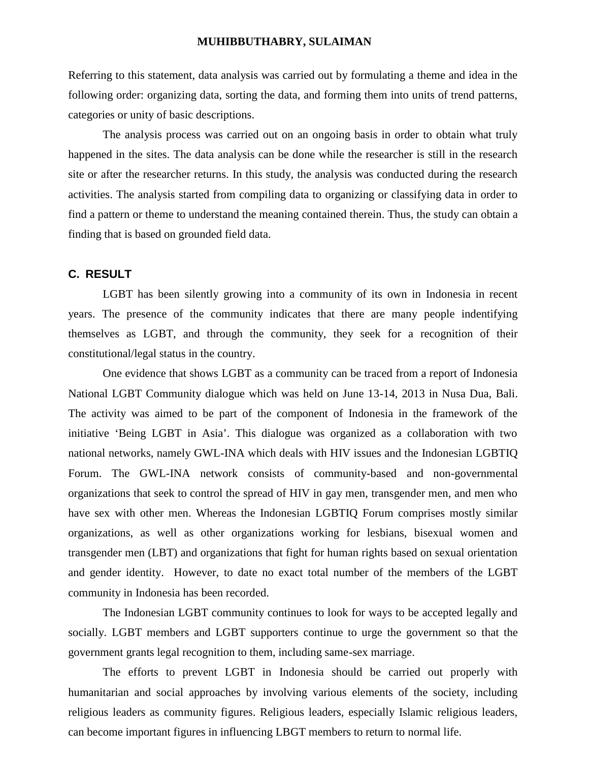Referring to this statement, data analysis was carried out by formulating a theme and idea in the following order: organizing data, sorting the data, and forming them into units of trend patterns, categories or unity of basic descriptions.

The analysis process was carried out on an ongoing basis in order to obtain what truly happened in the sites. The data analysis can be done while the researcher is still in the research site or after the researcher returns. In this study, the analysis was conducted during the research activities. The analysis started from compiling data to organizing or classifying data in order to find a pattern or theme to understand the meaning contained therein. Thus, the study can obtain a finding that is based on grounded field data.

## C. RESULT

LGBT has been silently growing into a community of its own in Indonesia in recent years. The presence of the community indicates that there are many people indentifying themselves as LGBT, and through the community, they seek for a recognition of their constitutional/legal status in the country.

One evidence that shows LGBT as a community can be traced from a report of Indonesia National LGBT Community dialogue which was held on June 13-14, 2013 in Nusa Dua, Bali. The activity was aimed to be part of the component of Indonesia in the framework of the initiative 'Being LGBT in Asia'. This dialogue was organized as a collaboration with two national networks, namely GWL-INA which deals with HIV issues and the Indonesian LGBTIQ Forum. The GWL-INA network consists of community-based and non-governmental organizations that seek to control the spread of HIV in gay men, transgender men, and men who have sex with other men. Whereas the Indonesian LGBTIQ Forum comprises mostly similar organizations, as well as other organizations working for lesbians, bisexual women and transgender men (LBT) and organizations that fight for human rights based on sexual orientation and gender identity. However, to date no exact total number of the members of the LGBT community in Indonesia has been recorded.

The Indonesian LGBT community continues to look for ways to be accepted legally and socially. LGBT members and LGBT supporters continue to urge the government so that the government grants legal recognition to them, including same-sex marriage.

The efforts to prevent LGBT in Indonesia should be carried out properly with humanitarian and social approaches by involving various elements of the society, including religious leaders as community figures. Religious leaders, especially Islamic religious leaders, can become important figures in influencing LBGT members to return to normal life.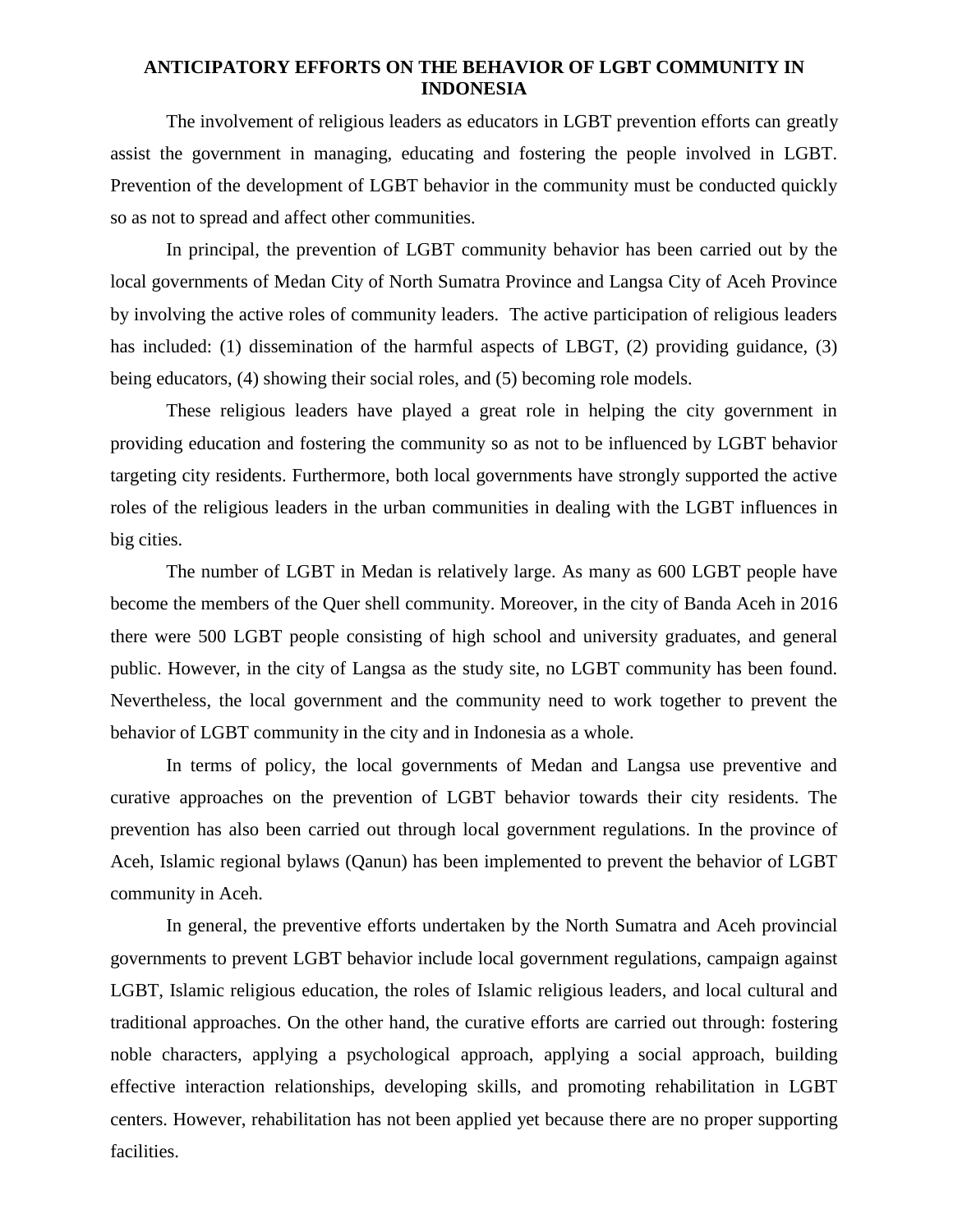# ANTICIPATORY EFFORTS ON THE BEHAVIOR OF LGBT COMMUNITY IN INDONESIA

The involvement of religious leaders as educators in LGBT prevention efforts can greatly assist the government in managing, educating and fostering the people involved in LGBT. Prevention of the development of LGBT behavior in the community must be conducted quickly so as not to spread and affect other communities.

In principal, the prevention of LGBT community behavior has been carried out by the local governments of Medan City of North Sumatra Province and Langsa City of Aceh Province by involving the active roles of community leaders. The active participation of religious leaders has included: (1) dissemination of the harmful aspects of LBGT, (2) providing guidance, (3) being educators, (4) showing their social roles, and (5) becoming role models.

These religious leaders have played a great role in helping the city government in providing education and fostering the community so as not to be influenced by LGBT behavior targeting city residents. Furthermore, both local governments have strongly supported the active roles of the religious leaders in the urban communities in dealing with the LGBT influences in big cities.

The number of LGBT in Medan is relatively large. As many as 600 LGBT people have become the members of the Quer shell community. Moreover, in the city of Banda Aceh in 2016 there were 500 LGBT people consisting of high school and university graduates, and general public. However, in the city of Langsa as the study site, no LGBT community has been found. Nevertheless, the local government and the community need to work together to prevent the behavior of LGBT community in the city and in Indonesia as a whole.

In terms of policy, the local governments of Medan and Langsa use preventive and curative approaches on the prevention of LGBT behavior towards their city residents. The prevention has also been carried out through local government regulations. In the province of Aceh, Islamic regional bylaws (Qanun) has been implemented to prevent the behavior of LGBT community in Aceh.

In general, the preventive efforts undertaken by the North Sumatra and Aceh provincial governments to prevent LGBT behavior include local government regulations, campaign against LGBT, Islamic religious education, the roles of Islamic religious leaders, and local cultural and traditional approaches. On the other hand, the curative efforts are carried out through: fostering noble characters, applying a psychological approach, applying a social approach, building effective interaction relationships, developing skills, and promoting rehabilitation in LGBT centers. However, rehabilitation has not been applied yet because there are no proper supporting facilities.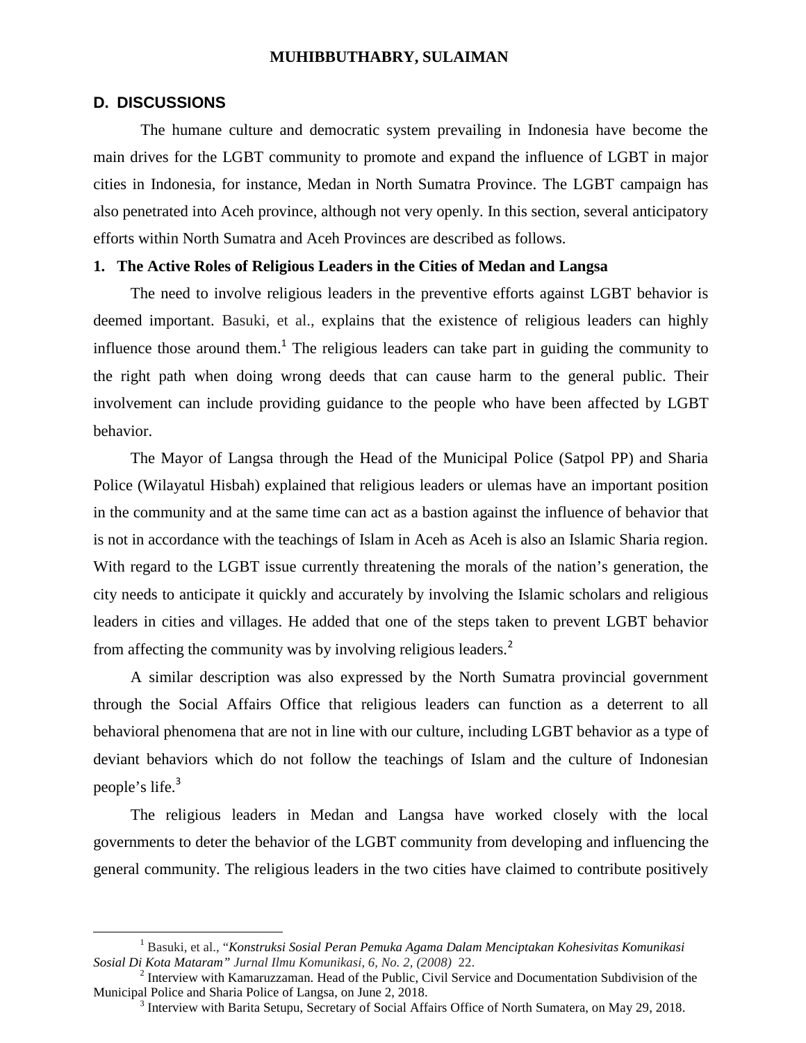## D. DISCUSSIONS

The humane culture and democratic system prevailing in Indonesia have become the main drives for the LGBT community to promote and expand the influence of LGBT in major cities in Indonesia, for instance, Medan in North Sumatra Province. The LGBT campaign has also penetrated into Aceh province, although not very openly. In this section, several anticipatory efforts within North Sumatra and Aceh Provinces are described as follows.

### 1. The Active Roles of Religious Leaders in the Cities of Medan and Langsa

The need to involve religious leaders in the preventive efforts against LGBT behavior is deemed important. Basuki, et al., explains that the existence of religious leaders can highly influence those around them.[1] The religious leaders can take part in guiding the community to the right path when doing wrong deeds that can cause harm to the general public. Their involvement can include providing guidance to the people who have been affected by LGBT behavior.

The Mayor of Langsa through the Head of the Municipal Police (Satpol PP) and Sharia Police (Wilayatul Hisbah) explained that religious leaders or ulemas have an important position in the community and at the same time can act as a bastion against the influence of behavior that is not in accordance with the teachings of Islam in Aceh as Aceh is also an Islamic Sharia region. With regard to the LGBT issue currently threatening the morals of the nation's generation, the city needs to anticipate it quickly and accurately by involving the Islamic scholars and religious leaders in cities and villages. He added that one of the steps taken to prevent LGBT behavior from affecting the community was by involving religious leaders.[2]

A similar description was also expressed by the North Sumatra provincial government through the Social Affairs Office that religious leaders can function as a deterrent to all behavioral phenomena that are not in line with our culture, including LGBT behavior as a type of deviant behaviors which do not follow the teachings of Islam and the culture of Indonesian people's life.[3]

The religious leaders in Medan and Langsa have worked closely with the local governments to deter the behavior of the LGBT community from developing and influencing the general community. The religious leaders in the two cities have claimed to contribute positively

---

[1] Basuki, et al., "*Konstruksi Sosial Peran Pemuka Agama Dalam Menciptakan Kohesivitas Komunikasi Sosial Di Kota Mataram" Jurnal Ilmu Komunikasi, 6, No. 2, (2008)* 22.

[2] Interview with Kamaruzzaman. Head of the Public, Civil Service and Documentation Subdivision of the Municipal Police and Sharia Police of Langsa, on June 2, 2018.

[3] Interview with Barita Setupu, Secretary of Social Affairs Office of North Sumatera, on May 29, 2018.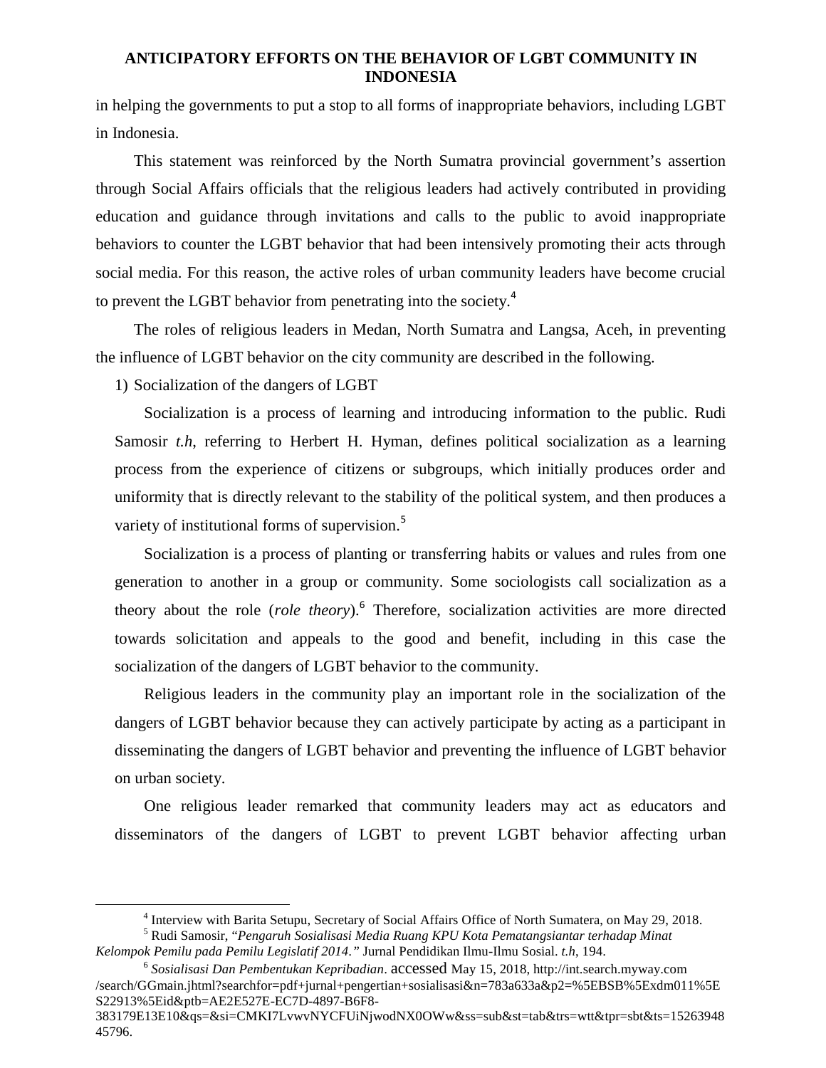in helping the governments to put a stop to all forms of inappropriate behaviors, including LGBT in Indonesia.

This statement was reinforced by the North Sumatra provincial government's assertion through Social Affairs officials that the religious leaders had actively contributed in providing education and guidance through invitations and calls to the public to avoid inappropriate behaviors to counter the LGBT behavior that had been intensively promoting their acts through social media. For this reason, the active roles of urban community leaders have become crucial to prevent the LGBT behavior from penetrating into the society.[4]

The roles of religious leaders in Medan, North Sumatra and Langsa, Aceh, in preventing the influence of LGBT behavior on the city community are described in the following.

1) Socialization of the dangers of LGBT

Socialization is a process of learning and introducing information to the public. Rudi Samosir *t.h*, referring to Herbert H. Hyman, defines political socialization as a learning process from the experience of citizens or subgroups, which initially produces order and uniformity that is directly relevant to the stability of the political system, and then produces a variety of institutional forms of supervision.[5]

Socialization is a process of planting or transferring habits or values and rules from one generation to another in a group or community. Some sociologists call socialization as a theory about the role (*role theory*).[6] Therefore, socialization activities are more directed towards solicitation and appeals to the good and benefit, including in this case the socialization of the dangers of LGBT behavior to the community.

Religious leaders in the community play an important role in the socialization of the dangers of LGBT behavior because they can actively participate by acting as a participant in disseminating the dangers of LGBT behavior and preventing the influence of LGBT behavior on urban society.

One religious leader remarked that community leaders may act as educators and disseminators of the dangers of LGBT to prevent LGBT behavior affecting urban

---

[4] Interview with Barita Setupu, Secretary of Social Affairs Office of North Sumatera, on May 29, 2018.

[5] Rudi Samosir, "*Pengaruh Sosialisasi Media Ruang KPU Kota Pematangsiantar terhadap Minat Kelompok Pemilu pada Pemilu Legislatif 2014.*" Jurnal Pendidikan Ilmu-Ilmu Sosial. *t.h*, 194.

[6] *Sosialisasi Dan Pembentukan Kepribadian*. accessed May 15, 2018, http://int.search.myway.com /search/GGmain.jhtml?searchfor=pdf+jurnal+pengertian+sosialisasi&n=783a633a&p2=%5EBSB%5Exdm011%5ES22913%5Eid&ptb=AE2E527E-EC7D-4897-B6F8-383179E13E10&qs=&si=CMKI7LvwvNYCFUiNjwodNX0OWw&ss=sub&st=tab&trs=wtt&tpr=sbt&ts=1526394845796.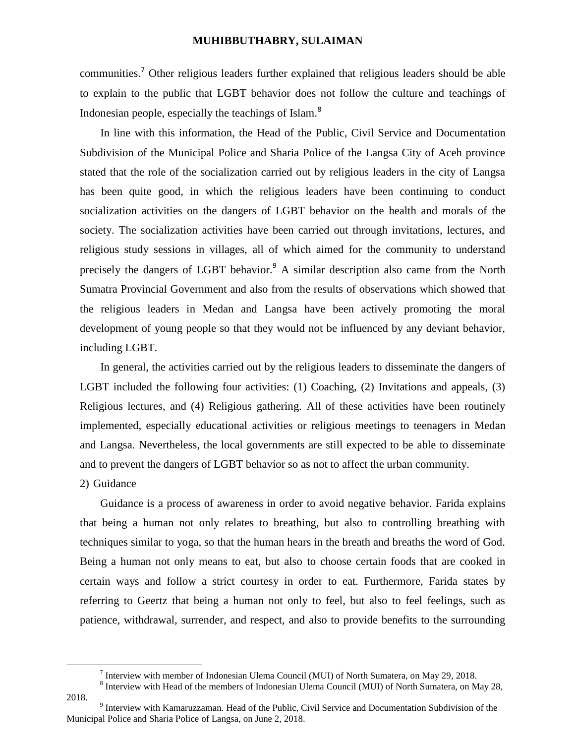communities.[7] Other religious leaders further explained that religious leaders should be able to explain to the public that LGBT behavior does not follow the culture and teachings of Indonesian people, especially the teachings of Islam.[8]

In line with this information, the Head of the Public, Civil Service and Documentation Subdivision of the Municipal Police and Sharia Police of the Langsa City of Aceh province stated that the role of the socialization carried out by religious leaders in the city of Langsa has been quite good, in which the religious leaders have been continuing to conduct socialization activities on the dangers of LGBT behavior on the health and morals of the society. The socialization activities have been carried out through invitations, lectures, and religious study sessions in villages, all of which aimed for the community to understand precisely the dangers of LGBT behavior.[9] A similar description also came from the North Sumatra Provincial Government and also from the results of observations which showed that the religious leaders in Medan and Langsa have been actively promoting the moral development of young people so that they would not be influenced by any deviant behavior, including LGBT.

In general, the activities carried out by the religious leaders to disseminate the dangers of LGBT included the following four activities: (1) Coaching, (2) Invitations and appeals, (3) Religious lectures, and (4) Religious gathering. All of these activities have been routinely implemented, especially educational activities or religious meetings to teenagers in Medan and Langsa. Nevertheless, the local governments are still expected to be able to disseminate and to prevent the dangers of LGBT behavior so as not to affect the urban community.

2) Guidance

Guidance is a process of awareness in order to avoid negative behavior. Farida explains that being a human not only relates to breathing, but also to controlling breathing with techniques similar to yoga, so that the human hears in the breath and breaths the word of God. Being a human not only means to eat, but also to choose certain foods that are cooked in certain ways and follow a strict courtesy in order to eat. Furthermore, Farida states by referring to Geertz that being a human not only to feel, but also to feel feelings, such as patience, withdrawal, surrender, and respect, and also to provide benefits to the surrounding

---

[7] Interview with member of Indonesian Ulema Council (MUI) of North Sumatera, on May 29, 2018.

[8] Interview with Head of the members of Indonesian Ulema Council (MUI) of North Sumatera, on May 28, 2018.

[9] Interview with Kamaruzzaman. Head of the Public, Civil Service and Documentation Subdivision of the Municipal Police and Sharia Police of Langsa, on June 2, 2018.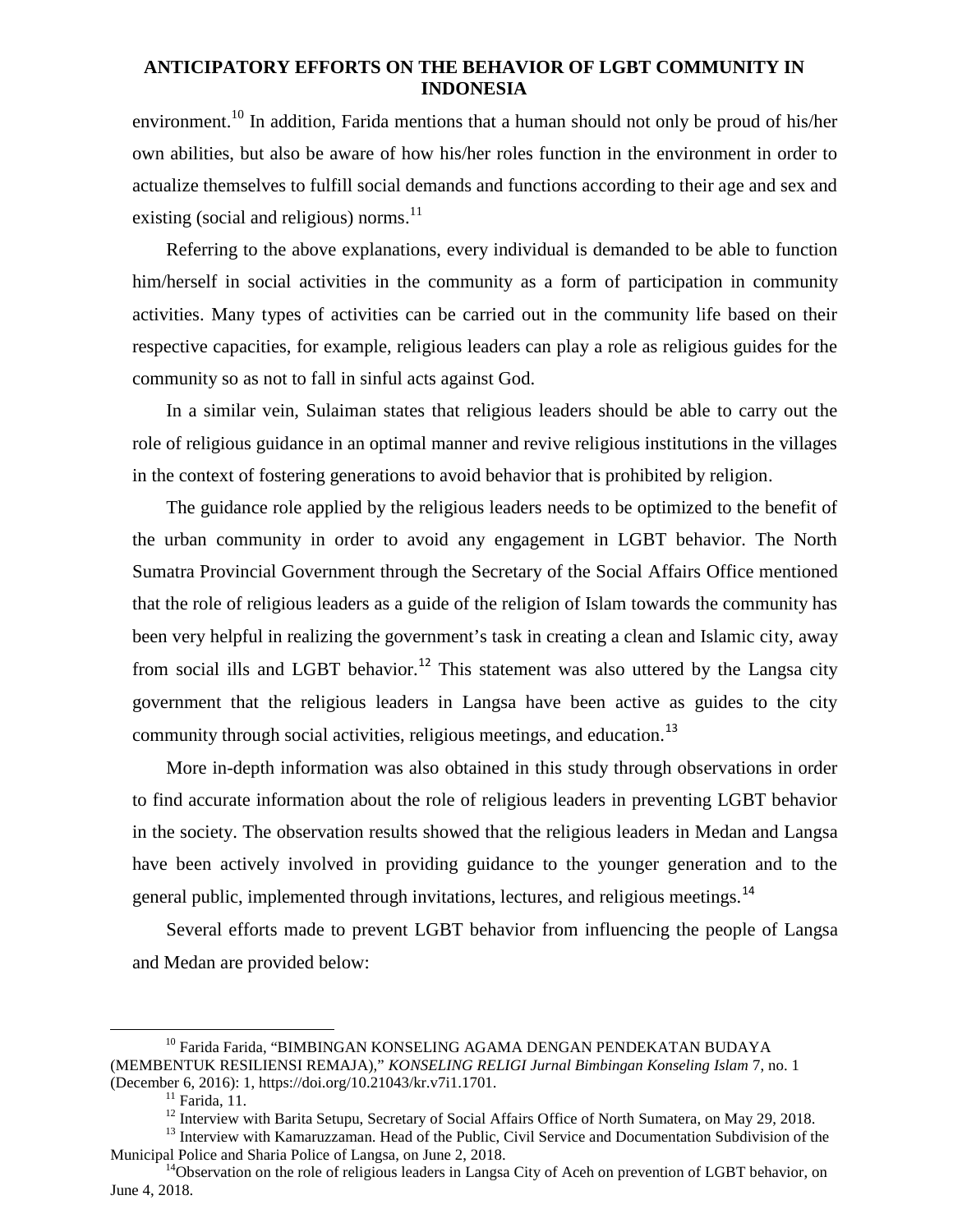environment.[10] In addition, Farida mentions that a human should not only be proud of his/her own abilities, but also be aware of how his/her roles function in the environment in order to actualize themselves to fulfill social demands and functions according to their age and sex and existing (social and religious) norms.[11]

Referring to the above explanations, every individual is demanded to be able to function him/herself in social activities in the community as a form of participation in community activities. Many types of activities can be carried out in the community life based on their respective capacities, for example, religious leaders can play a role as religious guides for the community so as not to fall in sinful acts against God.

In a similar vein, Sulaiman states that religious leaders should be able to carry out the role of religious guidance in an optimal manner and revive religious institutions in the villages in the context of fostering generations to avoid behavior that is prohibited by religion.

The guidance role applied by the religious leaders needs to be optimized to the benefit of the urban community in order to avoid any engagement in LGBT behavior. The North Sumatra Provincial Government through the Secretary of the Social Affairs Office mentioned that the role of religious leaders as a guide of the religion of Islam towards the community has been very helpful in realizing the government's task in creating a clean and Islamic city, away from social ills and LGBT behavior.[12] This statement was also uttered by the Langsa city government that the religious leaders in Langsa have been active as guides to the city community through social activities, religious meetings, and education.[13]

More in-depth information was also obtained in this study through observations in order to find accurate information about the role of religious leaders in preventing LGBT behavior in the society. The observation results showed that the religious leaders in Medan and Langsa have been actively involved in providing guidance to the younger generation and to the general public, implemented through invitations, lectures, and religious meetings.[14]

Several efforts made to prevent LGBT behavior from influencing the people of Langsa and Medan are provided below:

---

[10] Farida Farida, "BIMBINGAN KONSELING AGAMA DENGAN PENDEKATAN BUDAYA (MEMBENTUK RESILIENSI REMAJA)," *KONSELING RELIGI Jurnal Bimbingan Konseling Islam* 7, no. 1 (December 6, 2016): 1, https://doi.org/10.21043/kr.v7i1.1701.

[11] Farida, 11.

[12] Interview with Barita Setupu, Secretary of Social Affairs Office of North Sumatera, on May 29, 2018.

[13] Interview with Kamaruzzaman. Head of the Public, Civil Service and Documentation Subdivision of the Municipal Police and Sharia Police of Langsa, on June 2, 2018.

[14] Observation on the role of religious leaders in Langsa City of Aceh on prevention of LGBT behavior, on June 4, 2018.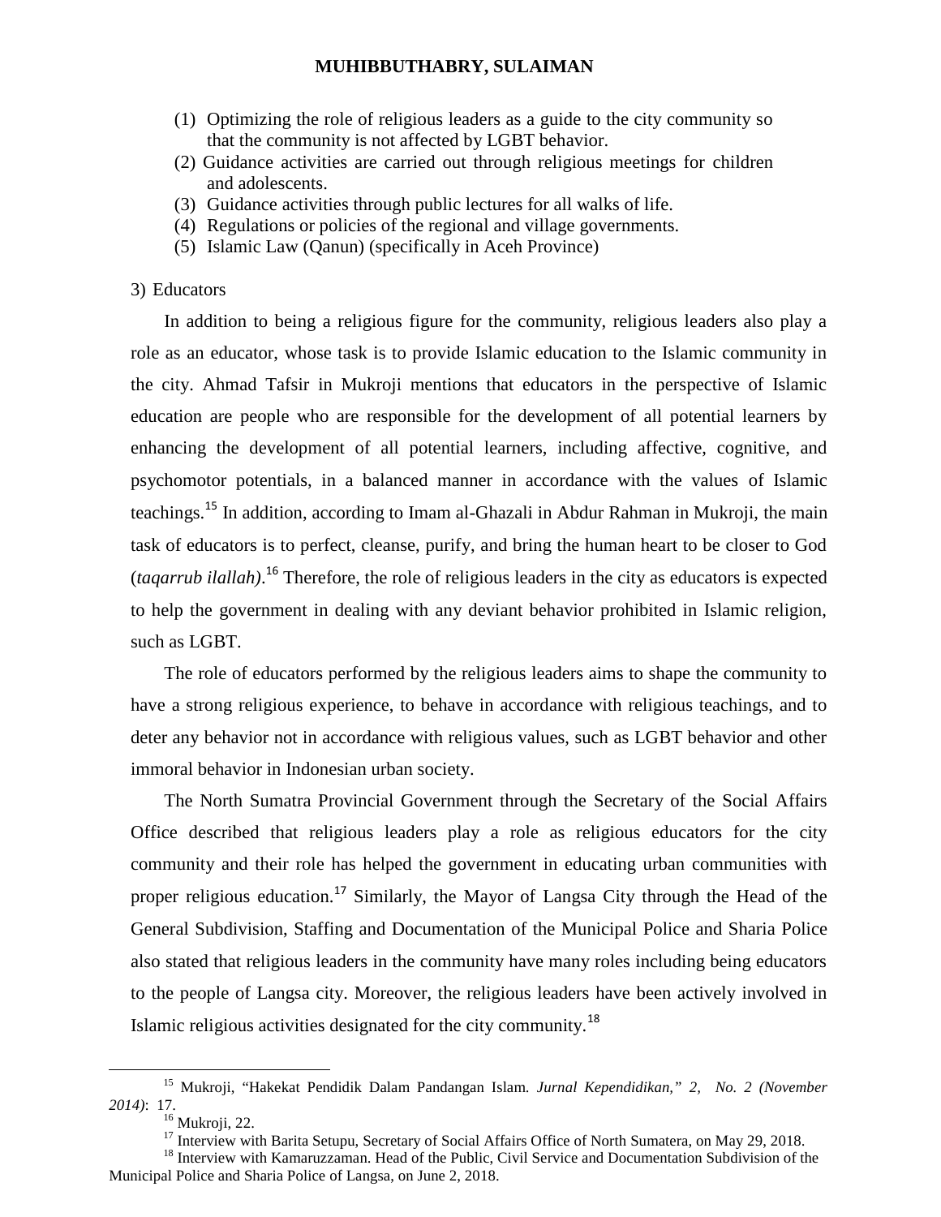(1) Optimizing the role of religious leaders as a guide to the city community so that the community is not affected by LGBT behavior.
(2) Guidance activities are carried out through religious meetings for children and adolescents.
(3) Guidance activities through public lectures for all walks of life.
(4) Regulations or policies of the regional and village governments.
(5) Islamic Law (Qanun) (specifically in Aceh Province)

3) Educators

In addition to being a religious figure for the community, religious leaders also play a role as an educator, whose task is to provide Islamic education to the Islamic community in the city. Ahmad Tafsir in Mukroji mentions that educators in the perspective of Islamic education are people who are responsible for the development of all potential learners by enhancing the development of all potential learners, including affective, cognitive, and psychomotor potentials, in a balanced manner in accordance with the values of Islamic teachings.[15] In addition, according to Imam al-Ghazali in Abdur Rahman in Mukroji, the main task of educators is to perfect, cleanse, purify, and bring the human heart to be closer to God (*taqarrub ilallah)*.[16] Therefore, the role of religious leaders in the city as educators is expected to help the government in dealing with any deviant behavior prohibited in Islamic religion, such as LGBT.

The role of educators performed by the religious leaders aims to shape the community to have a strong religious experience, to behave in accordance with religious teachings, and to deter any behavior not in accordance with religious values, such as LGBT behavior and other immoral behavior in Indonesian urban society.

The North Sumatra Provincial Government through the Secretary of the Social Affairs Office described that religious leaders play a role as religious educators for the city community and their role has helped the government in educating urban communities with proper religious education.[17] Similarly, the Mayor of Langsa City through the Head of the General Subdivision, Staffing and Documentation of the Municipal Police and Sharia Police also stated that religious leaders in the community have many roles including being educators to the people of Langsa city. Moreover, the religious leaders have been actively involved in Islamic religious activities designated for the city community.[18]

---

[15] Mukroji, "Hakekat Pendidik Dalam Pandangan Islam. *Jurnal Kependidikan," 2, No. 2 (November 2014)*: 17.

[16] Mukroji, 22.

[17] Interview with Barita Setupu, Secretary of Social Affairs Office of North Sumatera, on May 29, 2018.

[18] Interview with Kamaruzzaman. Head of the Public, Civil Service and Documentation Subdivision of the Municipal Police and Sharia Police of Langsa, on June 2, 2018.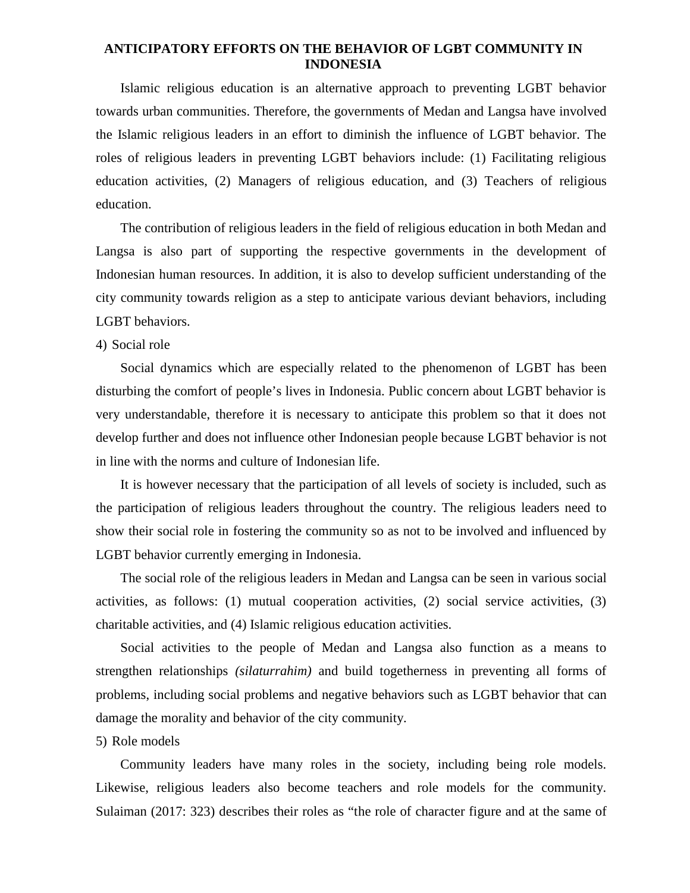**ANTICIPATORY EFFORTS ON THE BEHAVIOR OF LGBT COMMUNITY IN INDONESIA**

Islamic religious education is an alternative approach to preventing LGBT behavior towards urban communities. Therefore, the governments of Medan and Langsa have involved the Islamic religious leaders in an effort to diminish the influence of LGBT behavior. The roles of religious leaders in preventing LGBT behaviors include: (1) Facilitating religious education activities, (2) Managers of religious education, and (3) Teachers of religious education.

The contribution of religious leaders in the field of religious education in both Medan and Langsa is also part of supporting the respective governments in the development of Indonesian human resources. In addition, it is also to develop sufficient understanding of the city community towards religion as a step to anticipate various deviant behaviors, including LGBT behaviors.

4) Social role

Social dynamics which are especially related to the phenomenon of LGBT has been disturbing the comfort of people's lives in Indonesia. Public concern about LGBT behavior is very understandable, therefore it is necessary to anticipate this problem so that it does not develop further and does not influence other Indonesian people because LGBT behavior is not in line with the norms and culture of Indonesian life.

It is however necessary that the participation of all levels of society is included, such as the participation of religious leaders throughout the country. The religious leaders need to show their social role in fostering the community so as not to be involved and influenced by LGBT behavior currently emerging in Indonesia.

The social role of the religious leaders in Medan and Langsa can be seen in various social activities, as follows: (1) mutual cooperation activities, (2) social service activities, (3) charitable activities, and (4) Islamic religious education activities.

Social activities to the people of Medan and Langsa also function as a means to strengthen relationships *(silaturrahim)* and build togetherness in preventing all forms of problems, including social problems and negative behaviors such as LGBT behavior that can damage the morality and behavior of the city community.

5) Role models

Community leaders have many roles in the society, including being role models. Likewise, religious leaders also become teachers and role models for the community. Sulaiman (2017: 323) describes their roles as "the role of character figure and at the same of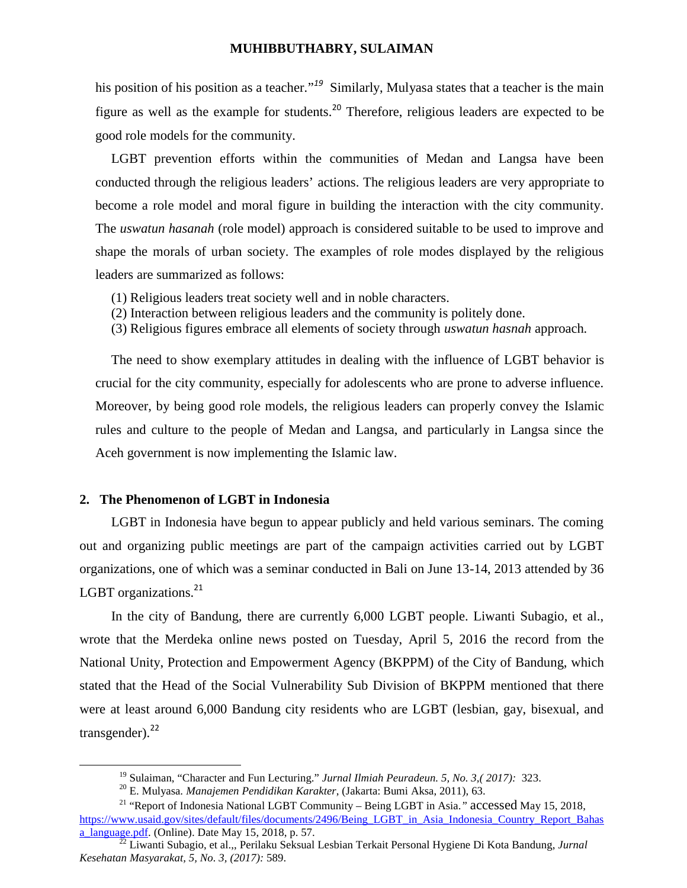his position of his position as a teacher."[19] Similarly, Mulyasa states that a teacher is the main figure as well as the example for students.[20] Therefore, religious leaders are expected to be good role models for the community.

LGBT prevention efforts within the communities of Medan and Langsa have been conducted through the religious leaders' actions. The religious leaders are very appropriate to become a role model and moral figure in building the interaction with the city community. The *uswatun hasanah* (role model) approach is considered suitable to be used to improve and shape the morals of urban society. The examples of role modes displayed by the religious leaders are summarized as follows:

(1) Religious leaders treat society well and in noble characters.
(2) Interaction between religious leaders and the community is politely done.
(3) Religious figures embrace all elements of society through *uswatun hasnah* approach.

The need to show exemplary attitudes in dealing with the influence of LGBT behavior is crucial for the city community, especially for adolescents who are prone to adverse influence. Moreover, by being good role models, the religious leaders can properly convey the Islamic rules and culture to the people of Medan and Langsa, and particularly in Langsa since the Aceh government is now implementing the Islamic law.

## 2. The Phenomenon of LGBT in Indonesia

LGBT in Indonesia have begun to appear publicly and held various seminars. The coming out and organizing public meetings are part of the campaign activities carried out by LGBT organizations, one of which was a seminar conducted in Bali on June 13-14, 2013 attended by 36 LGBT organizations.[21]

In the city of Bandung, there are currently 6,000 LGBT people. Liwanti Subagio, et al., wrote that the Merdeka online news posted on Tuesday, April 5, 2016 the record from the National Unity, Protection and Empowerment Agency (BKPPM) of the City of Bandung, which stated that the Head of the Social Vulnerability Sub Division of BKPPM mentioned that there were at least around 6,000 Bandung city residents who are LGBT (lesbian, gay, bisexual, and transgender).[22]

---

[19] Sulaiman, "Character and Fun Lecturing." *Jurnal Ilmiah Peuradeun. 5, No. 3,( 2017):* 323.

[20] E. Mulyasa. *Manajemen Pendidikan Karakter*, (Jakarta: Bumi Aksa, 2011), 63.

[21] "Report of Indonesia National LGBT Community – Being LGBT in Asia." accessed May 15, 2018, https://www.usaid.gov/sites/default/files/documents/2496/Being_LGBT_in_Asia_Indonesia_Country_Report_Bahasa_language.pdf. (Online). Date May 15, 2018, p. 57.

[22] Liwanti Subagio, et al.,, Perilaku Seksual Lesbian Terkait Personal Hygiene Di Kota Bandung, *Jurnal Kesehatan Masyarakat, 5, No. 3, (2017):* 589.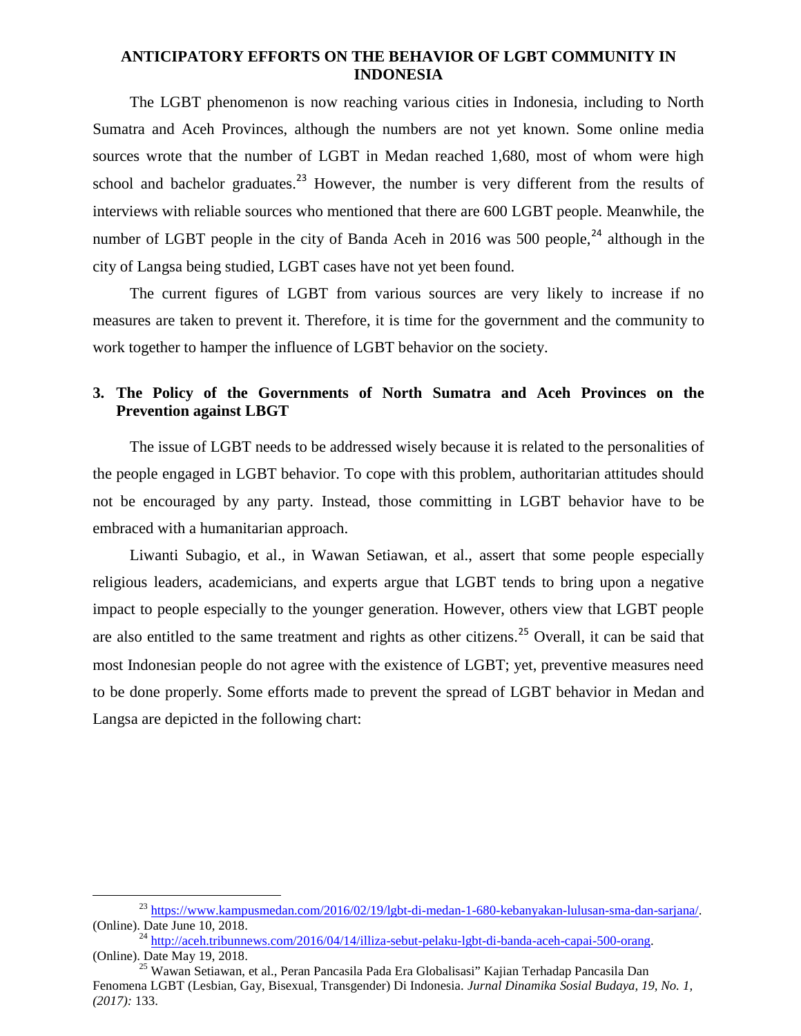**ANTICIPATORY EFFORTS ON THE BEHAVIOR OF LGBT COMMUNITY IN INDONESIA**

The LGBT phenomenon is now reaching various cities in Indonesia, including to North Sumatra and Aceh Provinces, although the numbers are not yet known. Some online media sources wrote that the number of LGBT in Medan reached 1,680, most of whom were high school and bachelor graduates.[23] However, the number is very different from the results of interviews with reliable sources who mentioned that there are 600 LGBT people. Meanwhile, the number of LGBT people in the city of Banda Aceh in 2016 was 500 people,[24] although in the city of Langsa being studied, LGBT cases have not yet been found.

The current figures of LGBT from various sources are very likely to increase if no measures are taken to prevent it. Therefore, it is time for the government and the community to work together to hamper the influence of LGBT behavior on the society.

### 3. The Policy of the Governments of North Sumatra and Aceh Provinces on the Prevention against LBGT

The issue of LGBT needs to be addressed wisely because it is related to the personalities of the people engaged in LGBT behavior. To cope with this problem, authoritarian attitudes should not be encouraged by any party. Instead, those committing in LGBT behavior have to be embraced with a humanitarian approach.

Liwanti Subagio, et al., in Wawan Setiawan, et al., assert that some people especially religious leaders, academicians, and experts argue that LGBT tends to bring upon a negative impact to people especially to the younger generation. However, others view that LGBT people are also entitled to the same treatment and rights as other citizens.[25] Overall, it can be said that most Indonesian people do not agree with the existence of LGBT; yet, preventive measures need to be done properly. Some efforts made to prevent the spread of LGBT behavior in Medan and Langsa are depicted in the following chart:

---

[23] https://www.kampusmedan.com/2016/02/19/lgbt-di-medan-1-680-kebanyakan-lulusan-sma-dan-sarjana/. (Online). Date June 10, 2018.

[24] http://aceh.tribunnews.com/2016/04/14/illiza-sebut-pelaku-lgbt-di-banda-aceh-capai-500-orang. (Online). Date May 19, 2018.

[25] Wawan Setiawan, et al., Peran Pancasila Pada Era Globalisasi" Kajian Terhadap Pancasila Dan Fenomena LGBT (Lesbian, Gay, Bisexual, Transgender) Di Indonesia. *Jurnal Dinamika Sosial Budaya, 19, No. 1, (2017):* 133.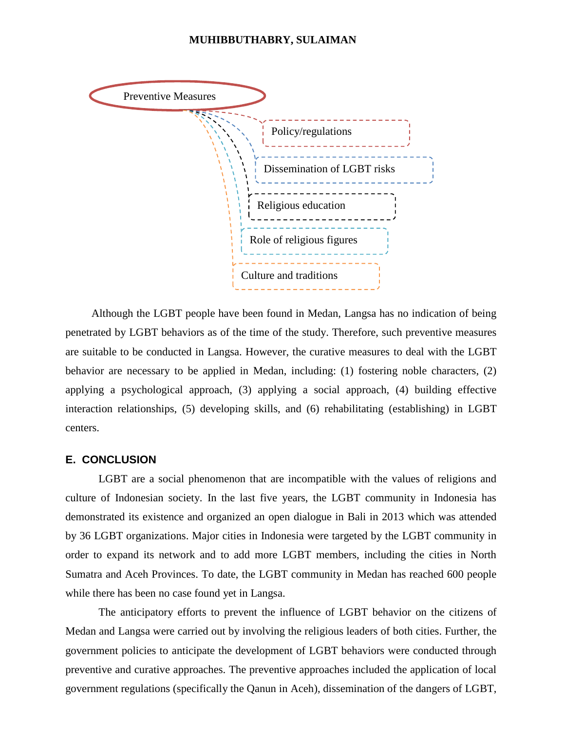Preventive Measures

- Policy/regulations
- Dissemination of LGBT risks
- Religious education
- Role of religious figures
- Culture and traditions

Although the LGBT people have been found in Medan, Langsa has no indication of being penetrated by LGBT behaviors as of the time of the study. Therefore, such preventive measures are suitable to be conducted in Langsa. However, the curative measures to deal with the LGBT behavior are necessary to be applied in Medan, including: (1) fostering noble characters, (2) applying a psychological approach, (3) applying a social approach, (4) building effective interaction relationships, (5) developing skills, and (6) rehabilitating (establishing) in LGBT centers.

## E. CONCLUSION

LGBT are a social phenomenon that are incompatible with the values of religions and culture of Indonesian society. In the last five years, the LGBT community in Indonesia has demonstrated its existence and organized an open dialogue in Bali in 2013 which was attended by 36 LGBT organizations. Major cities in Indonesia were targeted by the LGBT community in order to expand its network and to add more LGBT members, including the cities in North Sumatra and Aceh Provinces. To date, the LGBT community in Medan has reached 600 people while there has been no case found yet in Langsa.

The anticipatory efforts to prevent the influence of LGBT behavior on the citizens of Medan and Langsa were carried out by involving the religious leaders of both cities. Further, the government policies to anticipate the development of LGBT behaviors were conducted through preventive and curative approaches. The preventive approaches included the application of local government regulations (specifically the Qanun in Aceh), dissemination of the dangers of LGBT,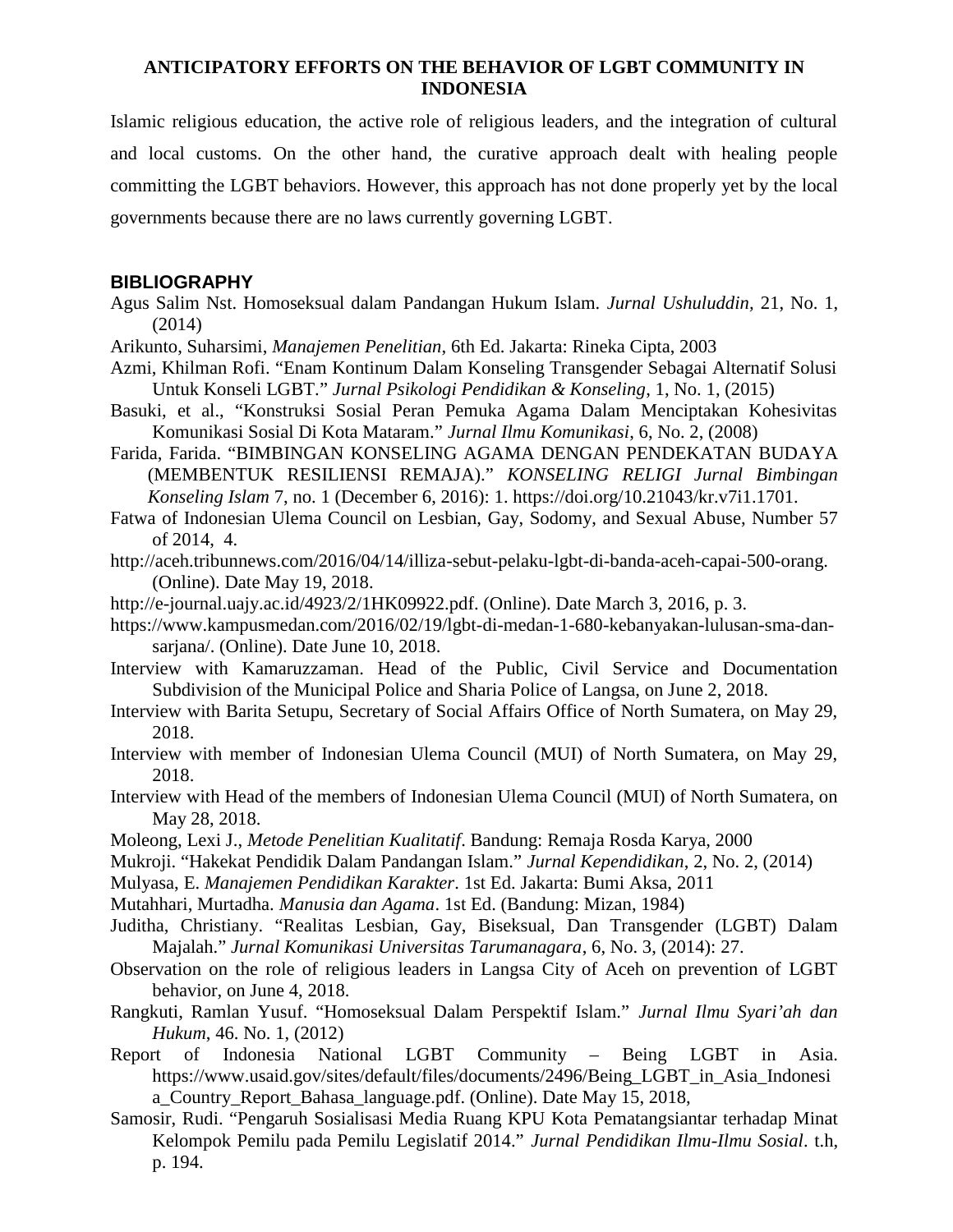Islamic religious education, the active role of religious leaders, and the integration of cultural and local customs. On the other hand, the curative approach dealt with healing people committing the LGBT behaviors. However, this approach has not done properly yet by the local governments because there are no laws currently governing LGBT.

## BIBLIOGRAPHY

Agus Salim Nst. Homoseksual dalam Pandangan Hukum Islam. *Jurnal Ushuluddin*, 21, No. 1, (2014)

Arikunto, Suharsimi, *Manajemen Penelitian*, 6th Ed. Jakarta: Rineka Cipta, 2003

Azmi, Khilman Rofi. "Enam Kontinum Dalam Konseling Transgender Sebagai Alternatif Solusi Untuk Konseli LGBT." *Jurnal Psikologi Pendidikan & Konseling*, 1, No. 1, (2015)

Basuki, et al., "Konstruksi Sosial Peran Pemuka Agama Dalam Menciptakan Kohesivitas Komunikasi Sosial Di Kota Mataram." *Jurnal Ilmu Komunikasi*, 6, No. 2, (2008)

Farida, Farida. "BIMBINGAN KONSELING AGAMA DENGAN PENDEKATAN BUDAYA (MEMBENTUK RESILIENSI REMAJA)." *KONSELING RELIGI Jurnal Bimbingan Konseling Islam* 7, no. 1 (December 6, 2016): 1. https://doi.org/10.21043/kr.v7i1.1701.

Fatwa of Indonesian Ulema Council on Lesbian, Gay, Sodomy, and Sexual Abuse, Number 57 of 2014, 4.

http://aceh.tribunnews.com/2016/04/14/illiza-sebut-pelaku-lgbt-di-banda-aceh-capai-500-orang. (Online). Date May 19, 2018.

http://e-journal.uajy.ac.id/4923/2/1HK09922.pdf. (Online). Date March 3, 2016, p. 3.

https://www.kampusmedan.com/2016/02/19/lgbt-di-medan-1-680-kebanyakan-lulusan-sma-dan-sarjana/. (Online). Date June 10, 2018.

Interview with Kamaruzzaman. Head of the Public, Civil Service and Documentation Subdivision of the Municipal Police and Sharia Police of Langsa, on June 2, 2018.

Interview with Barita Setupu, Secretary of Social Affairs Office of North Sumatera, on May 29, 2018.

Interview with member of Indonesian Ulema Council (MUI) of North Sumatera, on May 29, 2018.

Interview with Head of the members of Indonesian Ulema Council (MUI) of North Sumatera, on May 28, 2018.

Moleong, Lexi J., *Metode Penelitian Kualitatif*. Bandung: Remaja Rosda Karya, 2000

Mukroji. "Hakekat Pendidik Dalam Pandangan Islam." *Jurnal Kependidikan*, 2, No. 2, (2014)

Mulyasa, E. *Manajemen Pendidikan Karakter*. 1st Ed. Jakarta: Bumi Aksa, 2011

Mutahhari, Murtadha. *Manusia dan Agama*. 1st Ed. (Bandung: Mizan, 1984)

Juditha, Christiany. "Realitas Lesbian, Gay, Biseksual, Dan Transgender (LGBT) Dalam Majalah." *Jurnal Komunikasi Universitas Tarumanagara*, 6, No. 3, (2014): 27.

Observation on the role of religious leaders in Langsa City of Aceh on prevention of LGBT behavior, on June 4, 2018.

Rangkuti, Ramlan Yusuf. "Homoseksual Dalam Perspektif Islam." *Jurnal Ilmu Syari'ah dan Hukum*, 46. No. 1, (2012)

Report of Indonesia National LGBT Community – Being LGBT in Asia. https://www.usaid.gov/sites/default/files/documents/2496/Being_LGBT_in_Asia_Indonesia_Country_Report_Bahasa_language.pdf. (Online). Date May 15, 2018,

Samosir, Rudi. "Pengaruh Sosialisasi Media Ruang KPU Kota Pematangsiantar terhadap Minat Kelompok Pemilu pada Pemilu Legislatif 2014." *Jurnal Pendidikan Ilmu-Ilmu Sosial*. t.h, p. 194.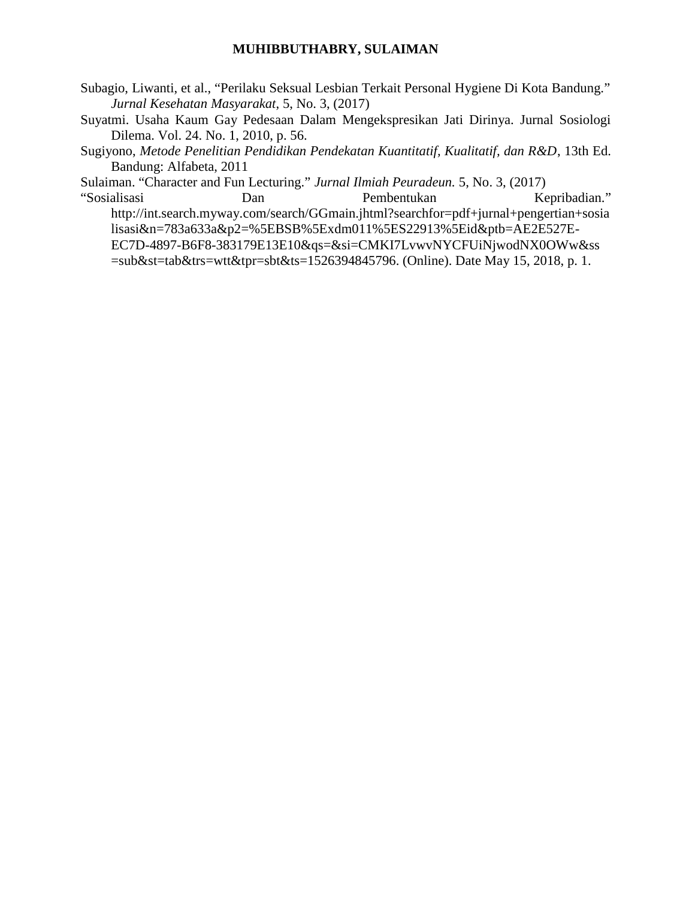Subagio, Liwanti, et al., "Perilaku Seksual Lesbian Terkait Personal Hygiene Di Kota Bandung." *Jurnal Kesehatan Masyarakat*, 5, No. 3, (2017)

Suyatmi. Usaha Kaum Gay Pedesaan Dalam Mengekspresikan Jati Dirinya. Jurnal Sosiologi Dilema. Vol. 24. No. 1, 2010, p. 56.

Sugiyono, *Metode Penelitian Pendidikan Pendekatan Kuantitatif, Kualitatif, dan R&D*, 13th Ed. Bandung: Alfabeta, 2011

Sulaiman. "Character and Fun Lecturing." *Jurnal Ilmiah Peuradeun.* 5, No. 3, (2017)

"Sosialisasi Dan Pembentukan Kepribadian." http://int.search.myway.com/search/GGmain.jhtml?searchfor=pdf+jurnal+pengertian+sosialisasi&n=783a633a&p2=%5EBSB%5Exdm011%5ES22913%5Eid&ptb=AE2E527E-EC7D-4897-B6F8-383179E13E10&qs=&si=CMKI7LvwvNYCFUiNjwodNX0OWw&ss=sub&st=tab&trs=wtt&tpr=sbt&ts=1526394845796. (Online). Date May 15, 2018, p. 1.